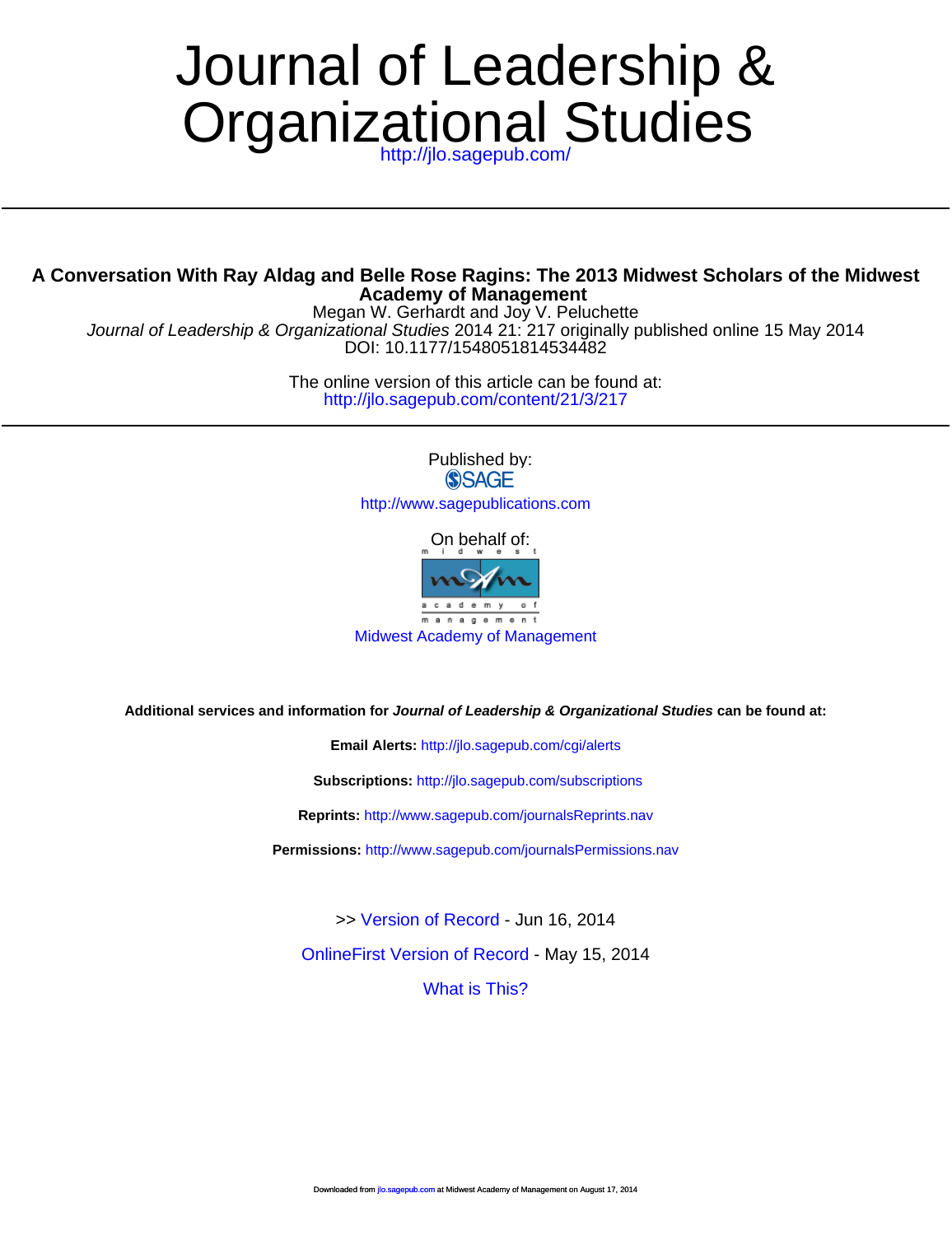# Journal of Leadership & Organizational Studies

http://jlo.sagepub.com/

## A Conversation With Ray Aldag and Belle Rose Ragins: The 2013 Midwest Scholars of the Midwest Academy of Management

Megan W. Gerhardt and Joy V. Peluchette

*Journal of Leadership & Organizational Studies* 2014 21: 217 originally published online 15 May 2014

DOI: 10.1177/1548051814534482

The online version of this article can be found at:

http://jlo.sagepub.com/content/21/3/217

Published by:

SAGE

http://www.sagepublications.com

On behalf of:

midwest academy of management

Midwest Academy of Management

**Additional services and information for *Journal of Leadership & Organizational Studies* can be found at:**

**Email Alerts:** http://jlo.sagepub.com/cgi/alerts

**Subscriptions:** http://jlo.sagepub.com/subscriptions

**Reprints:** http://www.sagepub.com/journalsReprints.nav

**Permissions:** http://www.sagepub.com/journalsPermissions.nav

>> Version of Record - Jun 16, 2014

OnlineFirst Version of Record - May 15, 2014

What is This?

Downloaded from jlo.sagepub.com at Midwest Academy of Management on August 17, 2014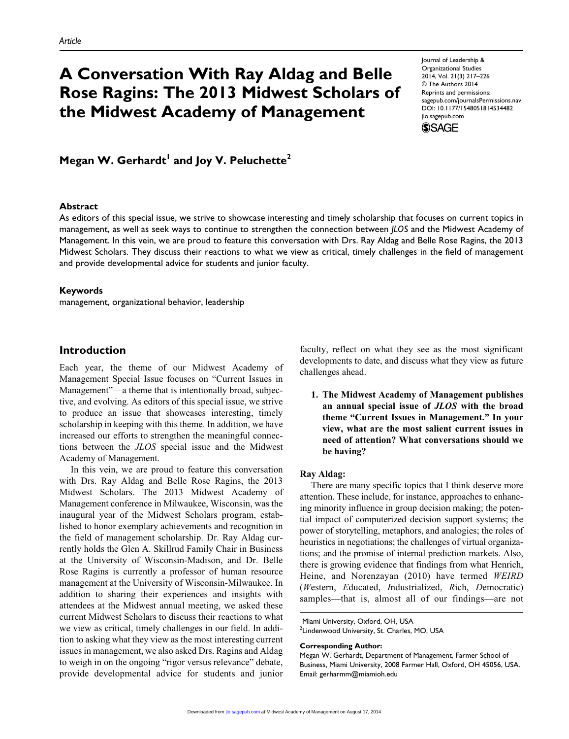*Article*

# A Conversation With Ray Aldag and Belle Rose Ragins: The 2013 Midwest Scholars of the Midwest Academy of Management

Journal of Leadership & Organizational Studies
2014, Vol. 21(3) 217–226
© The Authors 2014
Reprints and permissions: sagepub.com/journalsPermissions.nav
DOI: 10.1177/1548051814534482
jlo.sagepub.com

**Megan W. Gerhardt[1] and Joy V. Peluchette[2]**

## Abstract

As editors of this special issue, we strive to showcase interesting and timely scholarship that focuses on current topics in management, as well as seek ways to continue to strengthen the connection between *JLOS* and the Midwest Academy of Management. In this vein, we are proud to feature this conversation with Drs. Ray Aldag and Belle Rose Ragins, the 2013 Midwest Scholars. They discuss their reactions to what we view as critical, timely challenges in the field of management and provide developmental advice for students and junior faculty.

## Keywords

management, organizational behavior, leadership

## Introduction

Each year, the theme of our Midwest Academy of Management Special Issue focuses on "Current Issues in Management"—a theme that is intentionally broad, subjective, and evolving. As editors of this special issue, we strive to produce an issue that showcases interesting, timely scholarship in keeping with this theme. In addition, we have increased our efforts to strengthen the meaningful connections between the *JLOS* special issue and the Midwest Academy of Management.

In this vein, we are proud to feature this conversation with Drs. Ray Aldag and Belle Rose Ragins, the 2013 Midwest Scholars. The 2013 Midwest Academy of Management conference in Milwaukee, Wisconsin, was the inaugural year of the Midwest Scholars program, established to honor exemplary achievements and recognition in the field of management scholarship. Dr. Ray Aldag currently holds the Glen A. Skillrud Family Chair in Business at the University of Wisconsin-Madison, and Dr. Belle Rose Ragins is currently a professor of human resource management at the University of Wisconsin-Milwaukee. In addition to sharing their experiences and insights with attendees at the Midwest annual meeting, we asked these current Midwest Scholars to discuss their reactions to what we view as critical, timely challenges in our field. In addition to asking what they view as the most interesting current issues in management, we also asked Drs. Ragins and Aldag to weigh in on the ongoing "rigor versus relevance" debate, provide developmental advice for students and junior faculty, reflect on what they see as the most significant developments to date, and discuss what they view as future challenges ahead.

1. **The Midwest Academy of Management publishes an annual special issue of *JLOS* with the broad theme "Current Issues in Management." In your view, what are the most salient current issues in need of attention? What conversations should we be having?**

**Ray Aldag:**

There are many specific topics that I think deserve more attention. These include, for instance, approaches to enhancing minority influence in group decision making; the potential impact of computerized decision support systems; the power of storytelling, metaphors, and analogies; the roles of heuristics in negotiations; the challenges of virtual organizations; and the promise of internal prediction markets. Also, there is growing evidence that findings from what Henrich, Heine, and Norenzayan (2010) have termed *WEIRD* (*W*estern, *E*ducated, *I*ndustrialized, *R*ich, *D*emocratic) samples—that is, almost all of our findings—are not

[1]Miami University, Oxford, OH, USA
[2]Lindenwood University, St. Charles, MO, USA

**Corresponding Author:**
Megan W. Gerhardt, Department of Management, Farmer School of Business, Miami University, 2008 Farmer Hall, Oxford, OH 45056, USA.
Email: gerharmm@miamioh.edu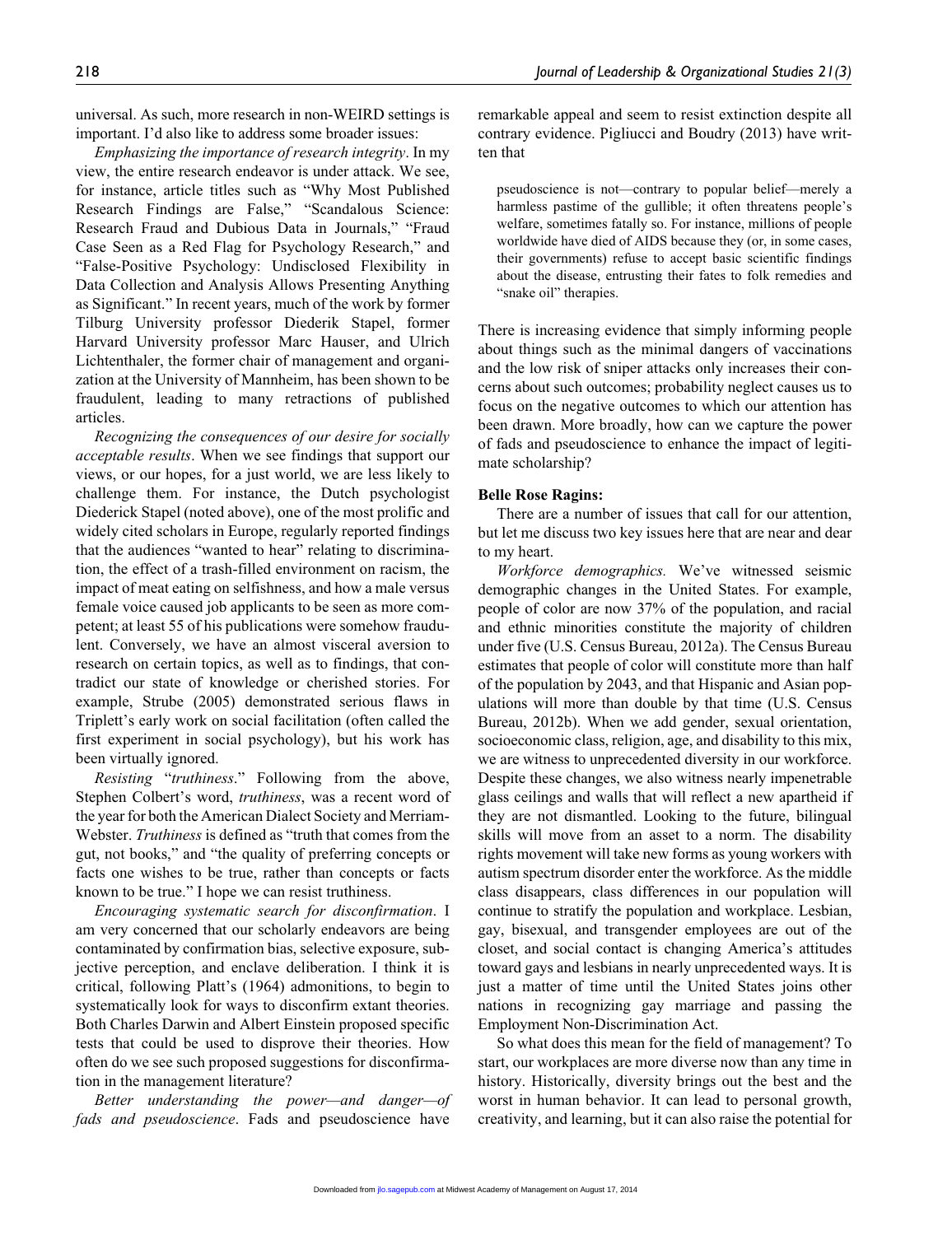universal. As such, more research in non-WEIRD settings is important. I'd also like to address some broader issues:

*Emphasizing the importance of research integrity*. In my view, the entire research endeavor is under attack. We see, for instance, article titles such as "Why Most Published Research Findings are False," "Scandalous Science: Research Fraud and Dubious Data in Journals," "Fraud Case Seen as a Red Flag for Psychology Research," and "False-Positive Psychology: Undisclosed Flexibility in Data Collection and Analysis Allows Presenting Anything as Significant." In recent years, much of the work by former Tilburg University professor Diederik Stapel, former Harvard University professor Marc Hauser, and Ulrich Lichtenthaler, the former chair of management and organization at the University of Mannheim, has been shown to be fraudulent, leading to many retractions of published articles.

*Recognizing the consequences of our desire for socially acceptable results*. When we see findings that support our views, or our hopes, for a just world, we are less likely to challenge them. For instance, the Dutch psychologist Diederick Stapel (noted above), one of the most prolific and widely cited scholars in Europe, regularly reported findings that the audiences "wanted to hear" relating to discrimination, the effect of a trash-filled environment on racism, the impact of meat eating on selfishness, and how a male versus female voice caused job applicants to be seen as more competent; at least 55 of his publications were somehow fraudulent. Conversely, we have an almost visceral aversion to research on certain topics, as well as to findings, that contradict our state of knowledge or cherished stories. For example, Strube (2005) demonstrated serious flaws in Triplett's early work on social facilitation (often called the first experiment in social psychology), but his work has been virtually ignored.

*Resisting "truthiness*." Following from the above, Stephen Colbert's word, *truthiness*, was a recent word of the year for both the American Dialect Society and Merriam-Webster. *Truthiness* is defined as "truth that comes from the gut, not books," and "the quality of preferring concepts or facts one wishes to be true, rather than concepts or facts known to be true." I hope we can resist truthiness.

*Encouraging systematic search for disconfirmation*. I am very concerned that our scholarly endeavors are being contaminated by confirmation bias, selective exposure, subjective perception, and enclave deliberation. I think it is critical, following Platt's (1964) admonitions, to begin to systematically look for ways to disconfirm extant theories. Both Charles Darwin and Albert Einstein proposed specific tests that could be used to disprove their theories. How often do we see such proposed suggestions for disconfirmation in the management literature?

*Better understanding the power—and danger—of fads and pseudoscience*. Fads and pseudoscience have remarkable appeal and seem to resist extinction despite all contrary evidence. Pigliucci and Boudry (2013) have written that

> pseudoscience is not—contrary to popular belief—merely a harmless pastime of the gullible; it often threatens people's welfare, sometimes fatally so. For instance, millions of people worldwide have died of AIDS because they (or, in some cases, their governments) refuse to accept basic scientific findings about the disease, entrusting their fates to folk remedies and "snake oil" therapies.

There is increasing evidence that simply informing people about things such as the minimal dangers of vaccinations and the low risk of sniper attacks only increases their concerns about such outcomes; probability neglect causes us to focus on the negative outcomes to which our attention has been drawn. More broadly, how can we capture the power of fads and pseudoscience to enhance the impact of legitimate scholarship?

**Belle Rose Ragins:**

There are a number of issues that call for our attention, but let me discuss two key issues here that are near and dear to my heart.

*Workforce demographics.* We've witnessed seismic demographic changes in the United States. For example, people of color are now 37% of the population, and racial and ethnic minorities constitute the majority of children under five (U.S. Census Bureau, 2012a). The Census Bureau estimates that people of color will constitute more than half of the population by 2043, and that Hispanic and Asian populations will more than double by that time (U.S. Census Bureau, 2012b). When we add gender, sexual orientation, socioeconomic class, religion, age, and disability to this mix, we are witness to unprecedented diversity in our workforce. Despite these changes, we also witness nearly impenetrable glass ceilings and walls that will reflect a new apartheid if they are not dismantled. Looking to the future, bilingual skills will move from an asset to a norm. The disability rights movement will take new forms as young workers with autism spectrum disorder enter the workforce. As the middle class disappears, class differences in our population will continue to stratify the population and workplace. Lesbian, gay, bisexual, and transgender employees are out of the closet, and social contact is changing America's attitudes toward gays and lesbians in nearly unprecedented ways. It is just a matter of time until the United States joins other nations in recognizing gay marriage and passing the Employment Non-Discrimination Act.

So what does this mean for the field of management? To start, our workplaces are more diverse now than any time in history. Historically, diversity brings out the best and the worst in human behavior. It can lead to personal growth, creativity, and learning, but it can also raise the potential for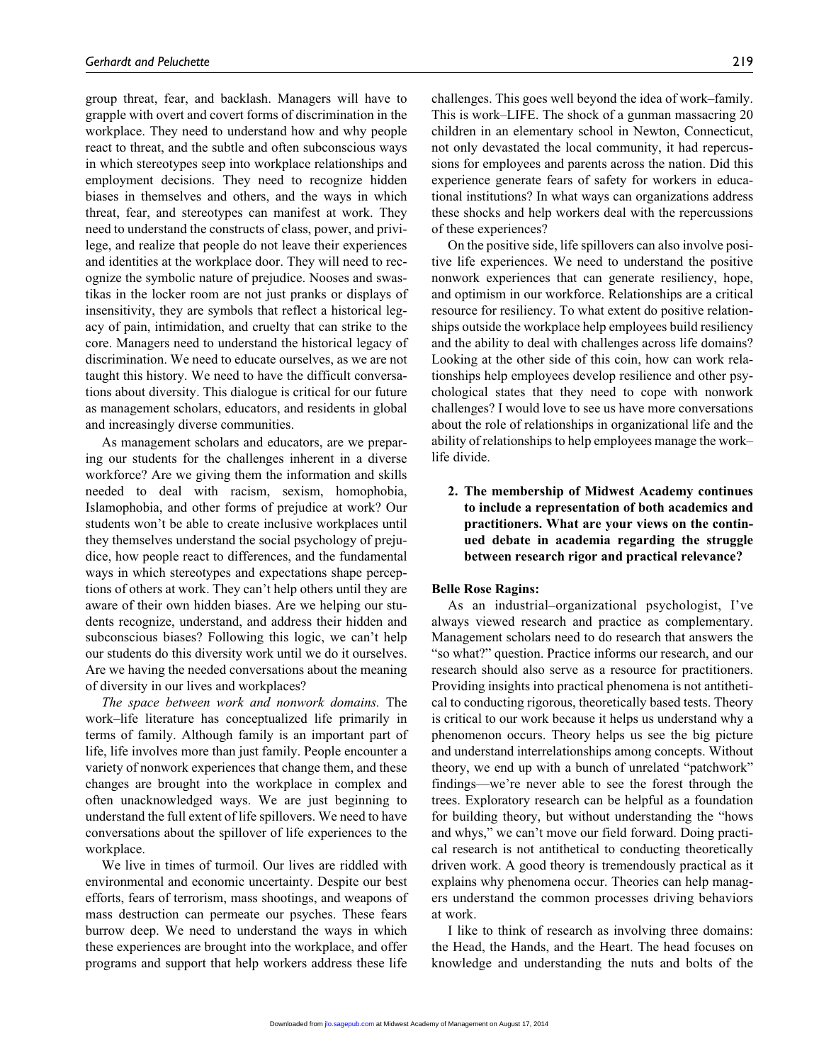group threat, fear, and backlash. Managers will have to grapple with overt and covert forms of discrimination in the workplace. They need to understand how and why people react to threat, and the subtle and often subconscious ways in which stereotypes seep into workplace relationships and employment decisions. They need to recognize hidden biases in themselves and others, and the ways in which threat, fear, and stereotypes can manifest at work. They need to understand the constructs of class, power, and privilege, and realize that people do not leave their experiences and identities at the workplace door. They will need to recognize the symbolic nature of prejudice. Nooses and swastikas in the locker room are not just pranks or displays of insensitivity, they are symbols that reflect a historical legacy of pain, intimidation, and cruelty that can strike to the core. Managers need to understand the historical legacy of discrimination. We need to educate ourselves, as we are not taught this history. We need to have the difficult conversations about diversity. This dialogue is critical for our future as management scholars, educators, and residents in global and increasingly diverse communities.

As management scholars and educators, are we preparing our students for the challenges inherent in a diverse workforce? Are we giving them the information and skills needed to deal with racism, sexism, homophobia, Islamophobia, and other forms of prejudice at work? Our students won't be able to create inclusive workplaces until they themselves understand the social psychology of prejudice, how people react to differences, and the fundamental ways in which stereotypes and expectations shape perceptions of others at work. They can't help others until they are aware of their own hidden biases. Are we helping our students recognize, understand, and address their hidden and subconscious biases? Following this logic, we can't help our students do this diversity work until we do it ourselves. Are we having the needed conversations about the meaning of diversity in our lives and workplaces?

*The space between work and nonwork domains.* The work–life literature has conceptualized life primarily in terms of family. Although family is an important part of life, life involves more than just family. People encounter a variety of nonwork experiences that change them, and these changes are brought into the workplace in complex and often unacknowledged ways. We are just beginning to understand the full extent of life spillovers. We need to have conversations about the spillover of life experiences to the workplace.

We live in times of turmoil. Our lives are riddled with environmental and economic uncertainty. Despite our best efforts, fears of terrorism, mass shootings, and weapons of mass destruction can permeate our psyches. These fears burrow deep. We need to understand the ways in which these experiences are brought into the workplace, and offer programs and support that help workers address these life challenges. This goes well beyond the idea of work–family. This is work–LIFE. The shock of a gunman massacring 20 children in an elementary school in Newton, Connecticut, not only devastated the local community, it had repercussions for employees and parents across the nation. Did this experience generate fears of safety for workers in educational institutions? In what ways can organizations address these shocks and help workers deal with the repercussions of these experiences?

On the positive side, life spillovers can also involve positive life experiences. We need to understand the positive nonwork experiences that can generate resiliency, hope, and optimism in our workforce. Relationships are a critical resource for resiliency. To what extent do positive relationships outside the workplace help employees build resiliency and the ability to deal with challenges across life domains? Looking at the other side of this coin, how can work relationships help employees develop resilience and other psychological states that they need to cope with nonwork challenges? I would love to see us have more conversations about the role of relationships in organizational life and the ability of relationships to help employees manage the work–life divide.

**2. The membership of Midwest Academy continues to include a representation of both academics and practitioners. What are your views on the continued debate in academia regarding the struggle between research rigor and practical relevance?**

**Belle Rose Ragins:**

As an industrial–organizational psychologist, I've always viewed research and practice as complementary. Management scholars need to do research that answers the "so what?" question. Practice informs our research, and our research should also serve as a resource for practitioners. Providing insights into practical phenomena is not antithetical to conducting rigorous, theoretically based tests. Theory is critical to our work because it helps us understand why a phenomenon occurs. Theory helps us see the big picture and understand interrelationships among concepts. Without theory, we end up with a bunch of unrelated "patchwork" findings—we're never able to see the forest through the trees. Exploratory research can be helpful as a foundation for building theory, but without understanding the "hows and whys," we can't move our field forward. Doing practical research is not antithetical to conducting theoretically driven work. A good theory is tremendously practical as it explains why phenomena occur. Theories can help managers understand the common processes driving behaviors at work.

I like to think of research as involving three domains: the Head, the Hands, and the Heart. The head focuses on knowledge and understanding the nuts and bolts of the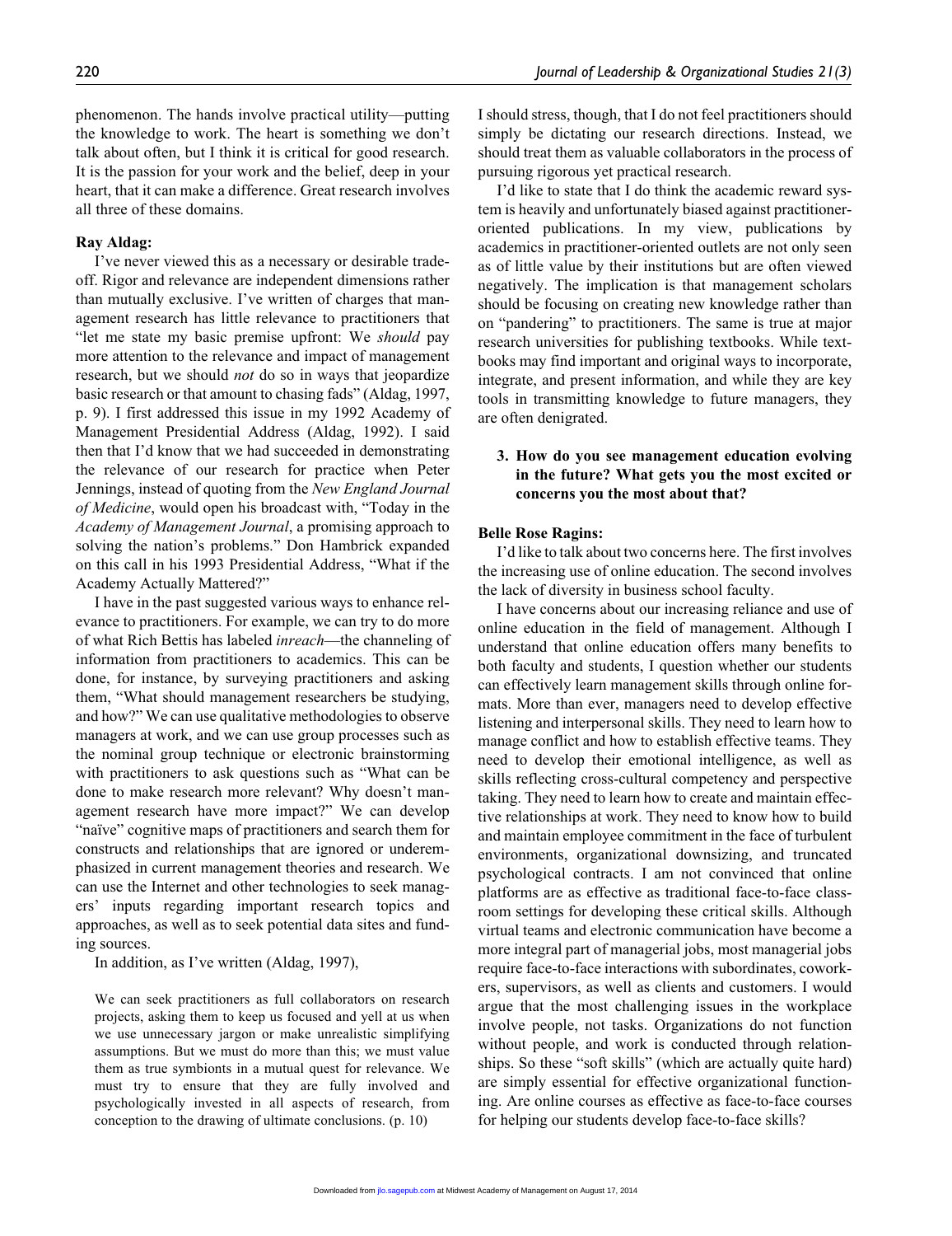phenomenon. The hands involve practical utility—putting the knowledge to work. The heart is something we don't talk about often, but I think it is critical for good research. It is the passion for your work and the belief, deep in your heart, that it can make a difference. Great research involves all three of these domains.

**Ray Aldag:**

I've never viewed this as a necessary or desirable tradeoff. Rigor and relevance are independent dimensions rather than mutually exclusive. I've written of charges that management research has little relevance to practitioners that "let me state my basic premise upfront: We *should* pay more attention to the relevance and impact of management research, but we should *not* do so in ways that jeopardize basic research or that amount to chasing fads" (Aldag, 1997, p. 9). I first addressed this issue in my 1992 Academy of Management Presidential Address (Aldag, 1992). I said then that I'd know that we had succeeded in demonstrating the relevance of our research for practice when Peter Jennings, instead of quoting from the *New England Journal of Medicine*, would open his broadcast with, "Today in the *Academy of Management Journal*, a promising approach to solving the nation's problems." Don Hambrick expanded on this call in his 1993 Presidential Address, "What if the Academy Actually Mattered?"

I have in the past suggested various ways to enhance relevance to practitioners. For example, we can try to do more of what Rich Bettis has labeled *inreach*—the channeling of information from practitioners to academics. This can be done, for instance, by surveying practitioners and asking them, "What should management researchers be studying, and how?" We can use qualitative methodologies to observe managers at work, and we can use group processes such as the nominal group technique or electronic brainstorming with practitioners to ask questions such as "What can be done to make research more relevant? Why doesn't management research have more impact?" We can develop "naïve" cognitive maps of practitioners and search them for constructs and relationships that are ignored or underemphasized in current management theories and research. We can use the Internet and other technologies to seek managers' inputs regarding important research topics and approaches, as well as to seek potential data sites and funding sources.

In addition, as I've written (Aldag, 1997),

> We can seek practitioners as full collaborators on research projects, asking them to keep us focused and yell at us when we use unnecessary jargon or make unrealistic simplifying assumptions. But we must do more than this; we must value them as true symbionts in a mutual quest for relevance. We must try to ensure that they are fully involved and psychologically invested in all aspects of research, from conception to the drawing of ultimate conclusions. (p. 10)

I should stress, though, that I do not feel practitioners should simply be dictating our research directions. Instead, we should treat them as valuable collaborators in the process of pursuing rigorous yet practical research.

I'd like to think the academic reward system is heavily and unfortunately biased against practitioner-oriented publications. In my view, publications by academics in practitioner-oriented outlets are not only seen as of little value by their institutions but are often viewed negatively. The implication is that management scholars should be focusing on creating new knowledge rather than on "pandering" to practitioners. The same is true at major research universities for publishing textbooks. While textbooks may find important and original ways to incorporate, integrate, and present information, and while they are key tools in transmitting knowledge to future managers, they are often denigrated.

### 3. How do you see management education evolving in the future? What gets you the most excited or concerns you the most about that?

**Belle Rose Ragins:**

I'd like to talk about two concerns here. The first involves the increasing use of online education. The second involves the lack of diversity in business school faculty.

I have concerns about our increasing reliance and use of online education in the field of management. Although I understand that online education offers many benefits to both faculty and students, I question whether our students can effectively learn management skills through online formats. More than ever, managers need to develop effective listening and interpersonal skills. They need to learn how to manage conflict and how to establish effective teams. They need to develop their emotional intelligence, as well as skills reflecting cross-cultural competency and perspective taking. They need to learn how to create and maintain effective relationships at work. They need to know how to build and maintain employee commitment in the face of turbulent environments, organizational downsizing, and truncated psychological contracts. I am not convinced that online platforms are as effective as traditional face-to-face classroom settings for developing these critical skills. Although virtual teams and electronic communication have become a more integral part of managerial jobs, most managerial jobs require face-to-face interactions with subordinates, coworkers, supervisors, as well as clients and customers. I would argue that the most challenging issues in the workplace involve people, not tasks. Organizations do not function without people, and work is conducted through relationships. So these "soft skills" (which are actually quite hard) are simply essential for effective organizational functioning. Are online courses as effective as face-to-face courses for helping our students develop face-to-face skills?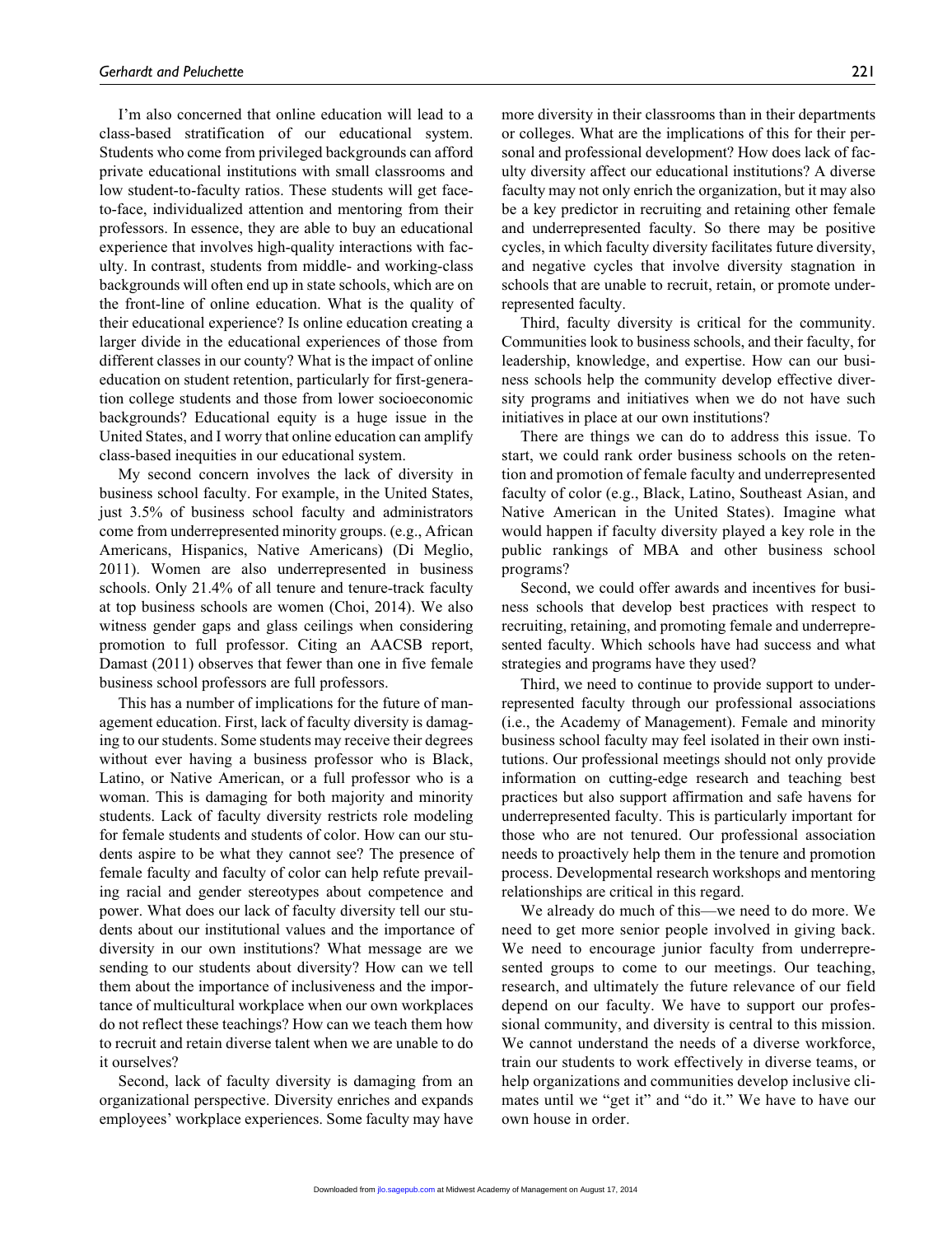I'm also concerned that online education will lead to a class-based stratification of our educational system. Students who come from privileged backgrounds can afford private educational institutions with small classrooms and low student-to-faculty ratios. These students will get face-to-face, individualized attention and mentoring from their professors. In essence, they are able to buy an educational experience that involves high-quality interactions with faculty. In contrast, students from middle- and working-class backgrounds will often end up in state schools, which are on the front-line of online education. What is the quality of their educational experience? Is online education creating a larger divide in the educational experiences of those from different classes in our county? What is the impact of online education on student retention, particularly for first-generation college students and those from lower socioeconomic backgrounds? Educational equity is a huge issue in the United States, and I worry that online education can amplify class-based inequities in our educational system.

My second concern involves the lack of diversity in business school faculty. For example, in the United States, just 3.5% of business school faculty and administrators come from underrepresented minority groups. (e.g., African Americans, Hispanics, Native Americans) (Di Meglio, 2011). Women are also underrepresented in business schools. Only 21.4% of all tenure and tenure-track faculty at top business schools are women (Choi, 2014). We also witness gender gaps and glass ceilings when considering promotion to full professor. Citing an AACSB report, Damast (2011) observes that fewer than one in five female business school professors are full professors.

This has a number of implications for the future of management education. First, lack of faculty diversity is damaging to our students. Some students may receive their degrees without ever having a business professor who is Black, Latino, or Native American, or a full professor who is a woman. This is damaging for both majority and minority students. Lack of faculty diversity restricts role modeling for female students and students of color. How can our students aspire to be what they cannot see? The presence of female faculty and faculty of color can help refute prevailing racial and gender stereotypes about competence and power. What does our lack of faculty diversity tell our students about our institutional values and the importance of diversity in our own institutions? What message are we sending to our students about diversity? How can we tell them about the importance of inclusiveness and the importance of multicultural workplace when our own workplaces do not reflect these teachings? How can we teach them how to recruit and retain diverse talent when we are unable to do it ourselves?

Second, lack of faculty diversity is damaging from an organizational perspective. Diversity enriches and expands employees' workplace experiences. Some faculty may have more diversity in their classrooms than in their departments or colleges. What are the implications of this for their personal and professional development? How does lack of faculty diversity affect our educational institutions? A diverse faculty may not only enrich the organization, but it may also be a key predictor in recruiting and retaining other female and underrepresented faculty. So there may be positive cycles, in which faculty diversity facilitates future diversity, and negative cycles that involve diversity stagnation in schools that are unable to recruit, retain, or promote underrepresented faculty.

Third, faculty diversity is critical for the community. Communities look to business schools, and their faculty, for leadership, knowledge, and expertise. How can our business schools help the community develop effective diversity programs and initiatives when we do not have such initiatives in place at our own institutions?

There are things we can do to address this issue. To start, we could rank order business schools on the retention and promotion of female faculty and underrepresented faculty of color (e.g., Black, Latino, Southeast Asian, and Native American in the United States). Imagine what would happen if faculty diversity played a key role in the public rankings of MBA and other business school programs?

Second, we could offer awards and incentives for business schools that develop best practices with respect to recruiting, retaining, and promoting female and underrepresented faculty. Which schools have had success and what strategies and programs have they used?

Third, we need to continue to provide support to underrepresented faculty through our professional associations (i.e., the Academy of Management). Female and minority business school faculty may feel isolated in their own institutions. Our professional meetings should not only provide information on cutting-edge research and teaching best practices but also support affirmation and safe havens for underrepresented faculty. This is particularly important for those who are not tenured. Our professional association needs to proactively help them in the tenure and promotion process. Developmental research workshops and mentoring relationships are critical in this regard.

We already do much of this—we need to do more. We need to get more senior people involved in giving back. We need to encourage junior faculty from underrepresented groups to come to our meetings. Our teaching, research, and ultimately the future relevance of our field depend on our faculty. We have to support our professional community, and diversity is central to this mission. We cannot understand the needs of a diverse workforce, train our students to work effectively in diverse teams, or help organizations and communities develop inclusive climates until we "get it" and "do it." We have to have our own house in order.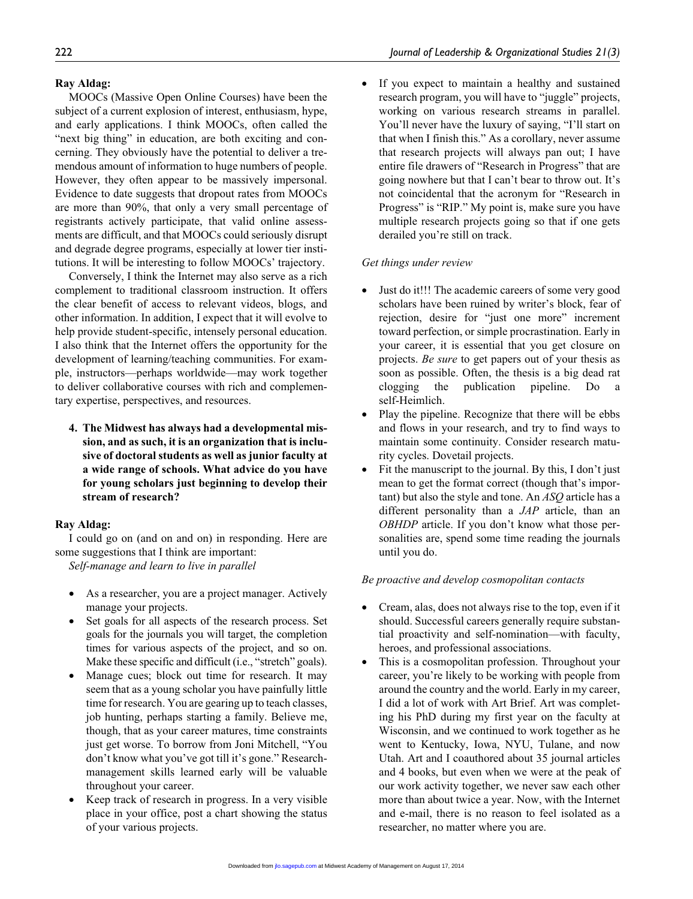**Ray Aldag:**

MOOCs (Massive Open Online Courses) have been the subject of a current explosion of interest, enthusiasm, hype, and early applications. I think MOOCs, often called the "next big thing" in education, are both exciting and concerning. They obviously have the potential to deliver a tremendous amount of information to huge numbers of people. However, they often appear to be massively impersonal. Evidence to date suggests that dropout rates from MOOCs are more than 90%, that only a very small percentage of registrants actively participate, that valid online assessments are difficult, and that MOOCs could seriously disrupt and degrade degree programs, especially at lower tier institutions. It will be interesting to follow MOOCs' trajectory.

Conversely, I think the Internet may also serve as a rich complement to traditional classroom instruction. It offers the clear benefit of access to relevant videos, blogs, and other information. In addition, I expect that it will evolve to help provide student-specific, intensely personal education. I also think that the Internet offers the opportunity for the development of learning/teaching communities. For example, instructors—perhaps worldwide—may work together to deliver collaborative courses with rich and complementary expertise, perspectives, and resources.

4. **The Midwest has always had a developmental mission, and as such, it is an organization that is inclusive of doctoral students as well as junior faculty at a wide range of schools. What advice do you have for young scholars just beginning to develop their stream of research?**

**Ray Aldag:**

I could go on (and on and on) in responding. Here are some suggestions that I think are important:

*Self-manage and learn to live in parallel*

- As a researcher, you are a project manager. Actively manage your projects.
- Set goals for all aspects of the research process. Set goals for the journals you will target, the completion times for various aspects of the project, and so on. Make these specific and difficult (i.e., "stretch" goals).
- Manage cues; block out time for research. It may seem that as a young scholar you have painfully little time for research. You are gearing up to teach classes, job hunting, perhaps starting a family. Believe me, though, that as your career matures, time constraints just get worse. To borrow from Joni Mitchell, "You don't know what you've got till it's gone." Research-management skills learned early will be valuable throughout your career.
- Keep track of research in progress. In a very visible place in your office, post a chart showing the status of your various projects.
- If you expect to maintain a healthy and sustained research program, you will have to "juggle" projects, working on various research streams in parallel. You'll never have the luxury of saying, "I'll start on that when I finish this." As a corollary, never assume that research projects will always pan out; I have entire file drawers of "Research in Progress" that are going nowhere but that I can't bear to throw out. It's not coincidental that the acronym for "Research in Progress" is "RIP." My point is, make sure you have multiple research projects going so that if one gets derailed you're still on track.

*Get things under review*

- Just do it!!! The academic careers of some very good scholars have been ruined by writer's block, fear of rejection, desire for "just one more" increment toward perfection, or simple procrastination. Early in your career, it is essential that you get closure on projects. *Be sure* to get papers out of your thesis as soon as possible. Often, the thesis is a big dead rat clogging the publication pipeline. Do a self-Heimlich.
- Play the pipeline. Recognize that there will be ebbs and flows in your research, and try to find ways to maintain some continuity. Consider research maturity cycles. Dovetail projects.
- Fit the manuscript to the journal. By this, I don't just mean to get the format correct (though that's important) but also the style and tone. An *ASQ* article has a different personality than a *JAP* article, than an *OBHDP* article. If you don't know what those personalities are, spend some time reading the journals until you do.

*Be proactive and develop cosmopolitan contacts*

- Cream, alas, does not always rise to the top, even if it should. Successful careers generally require substantial proactivity and self-nomination—with faculty, heroes, and professional associations.
- This is a cosmopolitan profession. Throughout your career, you're likely to be working with people from around the country and the world. Early in my career, I did a lot of work with Art Brief. Art was completing his PhD during my first year on the faculty at Wisconsin, and we continued to work together as he went to Kentucky, Iowa, NYU, Tulane, and now Utah. Art and I coauthored about 35 journal articles and 4 books, but even when we were at the peak of our work activity together, we never saw each other more than about twice a year. Now, with the Internet and e-mail, there is no reason to feel isolated as a researcher, no matter where you are.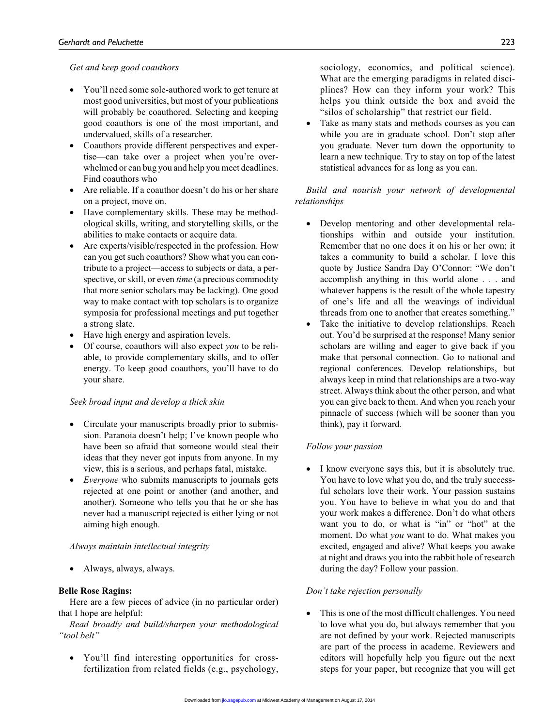*Get and keep good coauthors*

- You'll need some sole-authored work to get tenure at most good universities, but most of your publications will probably be coauthored. Selecting and keeping good coauthors is one of the most important, and undervalued, skills of a researcher.
- Coauthors provide different perspectives and expertise—can take over a project when you're overwhelmed or can bug you and help you meet deadlines. Find coauthors who
- Are reliable. If a coauthor doesn't do his or her share on a project, move on.
- Have complementary skills. These may be methodological skills, writing, and storytelling skills, or the abilities to make contacts or acquire data.
- Are experts/visible/respected in the profession. How can you get such coauthors? Show what you can contribute to a project—access to subjects or data, a perspective, or skill, or even *time* (a precious commodity that more senior scholars may be lacking). One good way to make contact with top scholars is to organize symposia for professional meetings and put together a strong slate.
- Have high energy and aspiration levels.
- Of course, coauthors will also expect *you* to be reliable, to provide complementary skills, and to offer energy. To keep good coauthors, you'll have to do your share.

*Seek broad input and develop a thick skin*

- Circulate your manuscripts broadly prior to submission. Paranoia doesn't help; I've known people who have been so afraid that someone would steal their ideas that they never got inputs from anyone. In my view, this is a serious, and perhaps fatal, mistake.
- *Everyone* who submits manuscripts to journals gets rejected at one point or another (and another, and another). Someone who tells you that he or she has never had a manuscript rejected is either lying or not aiming high enough.

*Always maintain intellectual integrity*

- Always, always, always.

**Belle Rose Ragins:**

Here are a few pieces of advice (in no particular order) that I hope are helpful:

*Read broadly and build/sharpen your methodological "tool belt"*

- You'll find interesting opportunities for cross-fertilization from related fields (e.g., psychology, sociology, economics, and political science). What are the emerging paradigms in related disciplines? How can they inform your work? This helps you think outside the box and avoid the "silos of scholarship" that restrict our field.
- Take as many stats and methods courses as you can while you are in graduate school. Don't stop after you graduate. Never turn down the opportunity to learn a new technique. Try to stay on top of the latest statistical advances for as long as you can.

*Build and nourish your network of developmental relationships*

- Develop mentoring and other developmental relationships within and outside your institution. Remember that no one does it on his or her own; it takes a community to build a scholar. I love this quote by Justice Sandra Day O'Connor: "We don't accomplish anything in this world alone . . . and whatever happens is the result of the whole tapestry of one's life and all the weavings of individual threads from one to another that creates something."
- Take the initiative to develop relationships. Reach out. You'd be surprised at the response! Many senior scholars are willing and eager to give back if you make that personal connection. Go to national and regional conferences. Develop relationships, but always keep in mind that relationships are a two-way street. Always think about the other person, and what you can give back to them. And when you reach your pinnacle of success (which will be sooner than you think), pay it forward.

*Follow your passion*

- I know everyone says this, but it is absolutely true. You have to love what you do, and the truly successful scholars love their work. Your passion sustains you. You have to believe in what you do and that your work makes a difference. Don't do what others want you to do, or what is "in" or "hot" at the moment. Do what *you* want to do. What makes you excited, engaged and alive? What keeps you awake at night and draws you into the rabbit hole of research during the day? Follow your passion.

*Don't take rejection personally*

- This is one of the most difficult challenges. You need to love what you do, but always remember that you are not defined by your work. Rejected manuscripts are part of the process in academe. Reviewers and editors will hopefully help you figure out the next steps for your paper, but recognize that you will get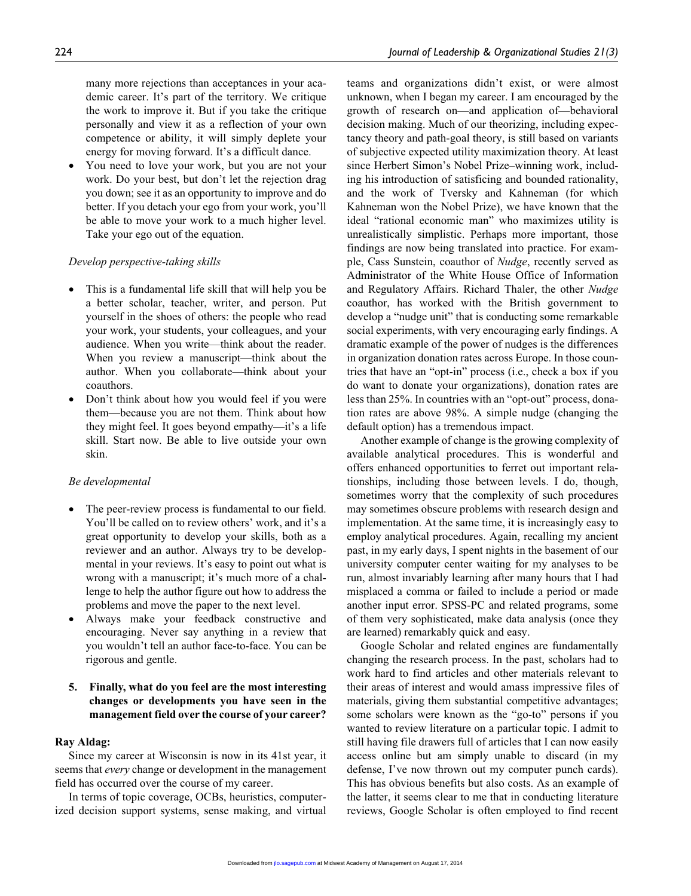many more rejections than acceptances in your academic career. It's part of the territory. We critique the work to improve it. But if you take the critique personally and view it as a reflection of your own competence or ability, it will simply deplete your energy for moving forward. It's a difficult dance.

- You need to love your work, but you are not your work. Do your best, but don't let the rejection drag you down; see it as an opportunity to improve and do better. If you detach your ego from your work, you'll be able to move your work to a much higher level. Take your ego out of the equation.

*Develop perspective-taking skills*

- This is a fundamental life skill that will help you be a better scholar, teacher, writer, and person. Put yourself in the shoes of others: the people who read your work, your students, your colleagues, and your audience. When you write—think about the reader. When you review a manuscript—think about the author. When you collaborate—think about your coauthors.
- Don't think about how you would feel if you were them—because you are not them. Think about how they might feel. It goes beyond empathy—it's a life skill. Start now. Be able to live outside your own skin.

*Be developmental*

- The peer-review process is fundamental to our field. You'll be called on to review others' work, and it's a great opportunity to develop your skills, both as a reviewer and an author. Always try to be developmental in your reviews. It's easy to point out what is wrong with a manuscript; it's much more of a challenge to help the author figure out how to address the problems and move the paper to the next level.
- Always make your feedback constructive and encouraging. Never say anything in a review that you wouldn't tell an author face-to-face. You can be rigorous and gentle.

**5. Finally, what do you feel are the most interesting changes or developments you have seen in the management field over the course of your career?**

**Ray Aldag:**

Since my career at Wisconsin is now in its 41st year, it seems that *every* change or development in the management field has occurred over the course of my career.

In terms of topic coverage, OCBs, heuristics, computerized decision support systems, sense making, and virtual teams and organizations didn't exist, or were almost unknown, when I began my career. I am encouraged by the growth of research on—and application of—behavioral decision making. Much of our theorizing, including expectancy theory and path-goal theory, is still based on variants of subjective expected utility maximization theory. At least since Herbert Simon's Nobel Prize–winning work, including his introduction of satisficing and bounded rationality, and the work of Tversky and Kahneman (for which Kahneman won the Nobel Prize), we have known that the ideal "rational economic man" who maximizes utility is unrealistically simplistic. Perhaps more important, those findings are now being translated into practice. For example, Cass Sunstein, coauthor of *Nudge*, recently served as Administrator of the White House Office of Information and Regulatory Affairs. Richard Thaler, the other *Nudge* coauthor, has worked with the British government to develop a "nudge unit" that is conducting some remarkable social experiments, with very encouraging early findings. A dramatic example of the power of nudges is the differences in organization donation rates across Europe. In those countries that have an "opt-in" process (i.e., check a box if you do want to donate your organizations), donation rates are less than 25%. In countries with an "opt-out" process, donation rates are above 98%. A simple nudge (changing the default option) has a tremendous impact.

Another example of change is the growing complexity of available analytical procedures. This is wonderful and offers enhanced opportunities to ferret out important relationships, including those between levels. I do, though, sometimes worry that the complexity of such procedures may sometimes obscure problems with research design and implementation. At the same time, it is increasingly easy to employ analytical procedures. Again, recalling my ancient past, in my early days, I spent nights in the basement of our university computer center waiting for my analyses to be run, almost invariably learning after many hours that I had misplaced a comma or failed to include a period or made another input error. SPSS-PC and related programs, some of them very sophisticated, make data analysis (once they are learned) remarkably quick and easy.

Google Scholar and related engines are fundamentally changing the research process. In the past, scholars had to work hard to find articles and other materials relevant to their areas of interest and would amass impressive files of materials, giving them substantial competitive advantages; some scholars were known as the "go-to" persons if you wanted to review literature on a particular topic. I admit to still having file drawers full of articles that I can now easily access online but am simply unable to discard (in my defense, I've now thrown out my computer punch cards). This has obvious benefits but also costs. As an example of the latter, it seems clear to me that in conducting literature reviews, Google Scholar is often employed to find recent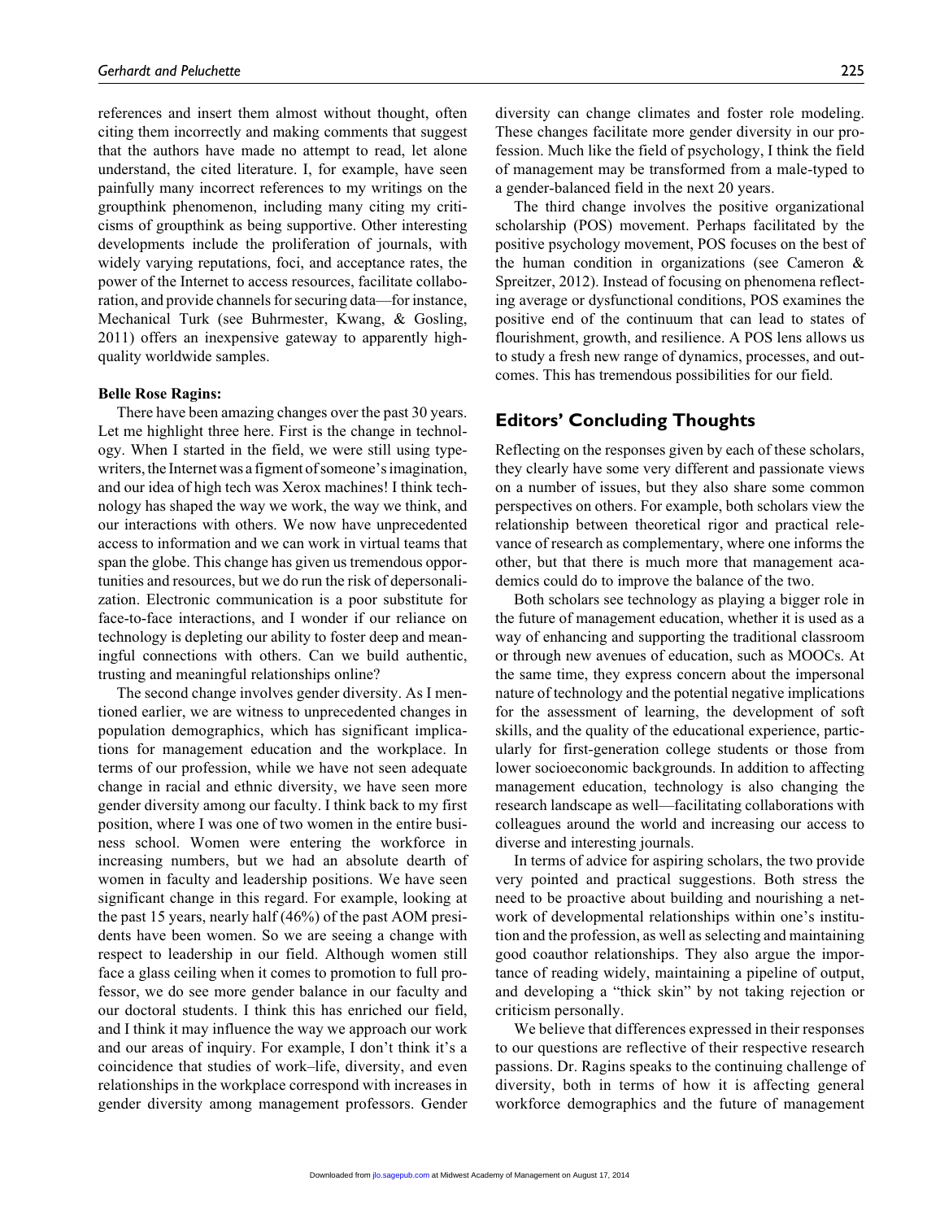references and insert them almost without thought, often citing them incorrectly and making comments that suggest that the authors have made no attempt to read, let alone understand, the cited literature. I, for example, have seen painfully many incorrect references to my writings on the groupthink phenomenon, including many citing my criticisms of groupthink as being supportive. Other interesting developments include the proliferation of journals, with widely varying reputations, foci, and acceptance rates, the power of the Internet to access resources, facilitate collaboration, and provide channels for securing data—for instance, Mechanical Turk (see Buhrmester, Kwang, & Gosling, 2011) offers an inexpensive gateway to apparently high-quality worldwide samples.

**Belle Rose Ragins:**

There have been amazing changes over the past 30 years. Let me highlight three here. First is the change in technology. When I started in the field, we were still using typewriters, the Internet was a figment of someone's imagination, and our idea of high tech was Xerox machines! I think technology has shaped the way we work, the way we think, and our interactions with others. We now have unprecedented access to information and we can work in virtual teams that span the globe. This change has given us tremendous opportunities and resources, but we do run the risk of depersonalization. Electronic communication is a poor substitute for face-to-face interactions, and I wonder if our reliance on technology is depleting our ability to foster deep and meaningful connections with others. Can we build authentic, trusting and meaningful relationships online?

The second change involves gender diversity. As I mentioned earlier, we are witness to unprecedented changes in population demographics, which has significant implications for management education and the workplace. In terms of our profession, while we have not seen adequate change in racial and ethnic diversity, we have seen more gender diversity among our faculty. I think back to my first position, where I was one of two women in the entire business school. Women were entering the workforce in increasing numbers, but we had an absolute dearth of women in faculty and leadership positions. We have seen significant change in this regard. For example, looking at the past 15 years, nearly half (46%) of the past AOM presidents have been women. So we are seeing a change with respect to leadership in our field. Although women still face a glass ceiling when it comes to promotion to full professor, we do see more gender balance in our faculty and our doctoral students. I think this has enriched our field, and I think it may influence the way we approach our work and our areas of inquiry. For example, I don't think it's a coincidence that studies of work–life, diversity, and even relationships in the workplace correspond with increases in gender diversity among management professors. Gender diversity can change climates and foster role modeling. These changes facilitate more gender diversity in our profession. Much like the field of psychology, I think the field of management may be transformed from a male-typed to a gender-balanced field in the next 20 years.

The third change involves the positive organizational scholarship (POS) movement. Perhaps facilitated by the positive psychology movement, POS focuses on the best of the human condition in organizations (see Cameron & Spreitzer, 2012). Instead of focusing on phenomena reflecting average or dysfunctional conditions, POS examines the positive end of the continuum that can lead to states of flourishment, growth, and resilience. A POS lens allows us to study a fresh new range of dynamics, processes, and outcomes. This has tremendous possibilities for our field.

## Editors' Concluding Thoughts

Reflecting on the responses given by each of these scholars, they clearly have some very different and passionate views on a number of issues, but they also share some common perspectives on others. For example, both scholars view the relationship between theoretical rigor and practical relevance of research as complementary, where one informs the other, but that there is much more that management academics could do to improve the balance of the two.

Both scholars see technology as playing a bigger role in the future of management education, whether it is used as a way of enhancing and supporting the traditional classroom or through new avenues of education, such as MOOCs. At the same time, they express concern about the impersonal nature of technology and the potential negative implications for the assessment of learning, the development of soft skills, and the quality of the educational experience, particularly for first-generation college students or those from lower socioeconomic backgrounds. In addition to affecting management education, technology is also changing the research landscape as well—facilitating collaborations with colleagues around the world and increasing our access to diverse and interesting journals.

In terms of advice for aspiring scholars, the two provide very pointed and practical suggestions. Both stress the need to be proactive about building and nourishing a network of developmental relationships within one's institution and the profession, as well as selecting and maintaining good coauthor relationships. They also argue the importance of reading widely, maintaining a pipeline of output, and developing a "thick skin" by not taking rejection or criticism personally.

We believe that differences expressed in their responses to our questions are reflective of their respective research passions. Dr. Ragins speaks to the continuing challenge of diversity, both in terms of how it is affecting general workforce demographics and the future of management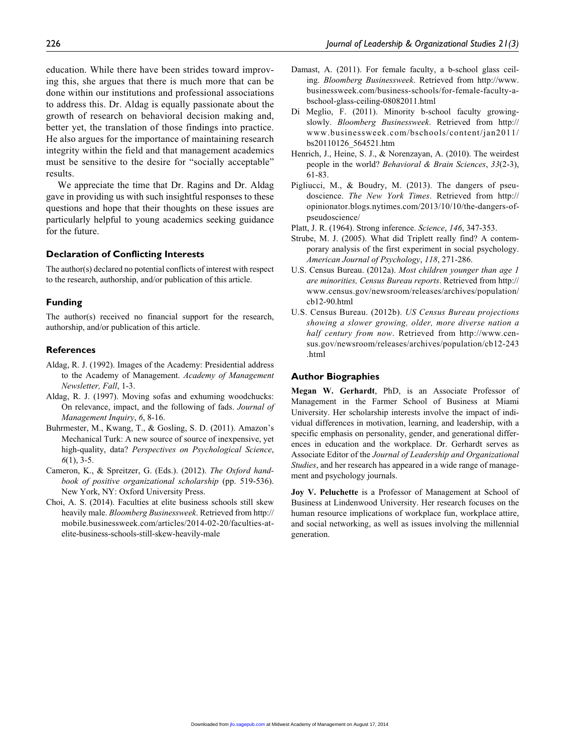education. While there have been strides toward improving this, she argues that there is much more that can be done within our institutions and professional associations to address this. Dr. Aldag is equally passionate about the growth of research on behavioral decision making and, better yet, the translation of those findings into practice. He also argues for the importance of maintaining research integrity within the field and that management academics must be sensitive to the desire for "socially acceptable" results.

We appreciate the time that Dr. Ragins and Dr. Aldag gave in providing us with such insightful responses to these questions and hope that their thoughts on these issues are particularly helpful to young academics seeking guidance for the future.

## Declaration of Conflicting Interests

The author(s) declared no potential conflicts of interest with respect to the research, authorship, and/or publication of this article.

## Funding

The author(s) received no financial support for the research, authorship, and/or publication of this article.

## References

Aldag, R. J. (1992). Images of the Academy: Presidential address to the Academy of Management. *Academy of Management Newsletter, Fall*, 1-3.

Aldag, R. J. (1997). Moving sofas and exhuming woodchucks: On relevance, impact, and the following of fads. *Journal of Management Inquiry*, *6*, 8-16.

Buhrmester, M., Kwang, T., & Gosling, S. D. (2011). Amazon's Mechanical Turk: A new source of source of inexpensive, yet high-quality, data? *Perspectives on Psychological Science*, *6*(1), 3-5.

Cameron, K., & Spreitzer, G. (Eds.). (2012). *The Oxford handbook of positive organizational scholarship* (pp. 519-536). New York, NY: Oxford University Press.

Choi, A. S. (2014). Faculties at elite business schools still skew heavily male. *Bloomberg Businessweek*. Retrieved from http://mobile.businessweek.com/articles/2014-02-20/faculties-at-elite-business-schools-still-skew-heavily-male

Damast, A. (2011). For female faculty, a b-school glass ceiling. *Bloomberg Businessweek*. Retrieved from http://www.businessweek.com/business-schools/for-female-faculty-a-bschool-glass-ceiling-08082011.html

Di Meglio, F. (2011). Minority b-school faculty growing-slowly. *Bloomberg Businessweek*. Retrieved from http://www.businessweek.com/bschools/content/jan2011/bs20110126_564521.htm

Henrich, J., Heine, S. J., & Norenzayan, A. (2010). The weirdest people in the world? *Behavioral & Brain Sciences*, *33*(2-3), 61-83.

Pigliucci, M., & Boudry, M. (2013). The dangers of pseudoscience. *The New York Times*. Retrieved from http://opinionator.blogs.nytimes.com/2013/10/10/the-dangers-of-pseudoscience/

Platt, J. R. (1964). Strong inference. *Science*, *146*, 347-353.

Strube, M. J. (2005). What did Triplett really find? A contemporary analysis of the first experiment in social psychology. *American Journal of Psychology*, *118*, 271-286.

U.S. Census Bureau. (2012a). *Most children younger than age 1 are minorities, Census Bureau reports*. Retrieved from http://www.census.gov/newsroom/releases/archives/population/cb12-90.html

U.S. Census Bureau. (2012b). *US Census Bureau projections showing a slower growing, older, more diverse nation a half century from now*. Retrieved from http://www.census.gov/newsroom/releases/archives/population/cb12-243.html

## Author Biographies

**Megan W. Gerhardt**, PhD, is an Associate Professor of Management in the Farmer School of Business at Miami University. Her scholarship interests involve the impact of individual differences in motivation, learning, and leadership, with a specific emphasis on personality, gender, and generational differences in education and the workplace. Dr. Gerhardt serves as Associate Editor of the *Journal of Leadership and Organizational Studies*, and her research has appeared in a wide range of management and psychology journals.

**Joy V. Peluchette** is a Professor of Management at School of Business at Lindenwood University. Her research focuses on the human resource implications of workplace fun, workplace attire, and social networking, as well as issues involving the millennial generation.